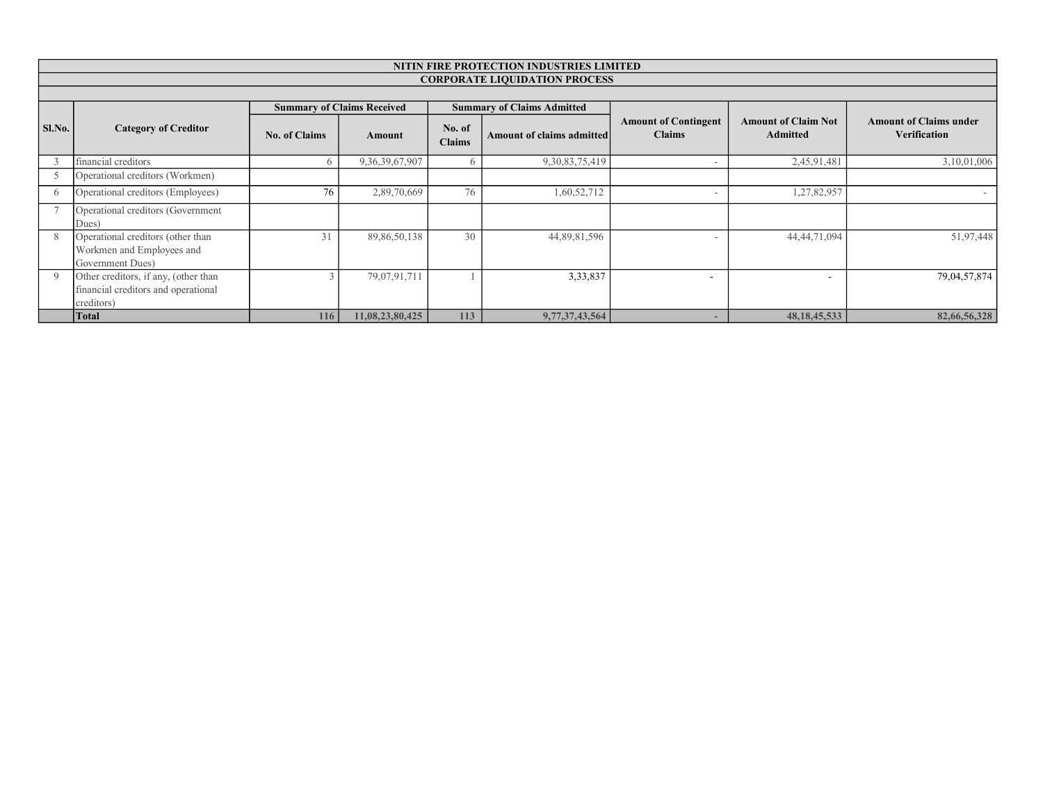| NITIN FIRE PROTECTION INDUSTRIES LIMITED | | | | | | | | |
|---|---|---|---|---|---|---|---|---|
| CORPORATE LIQUIDATION PROCESS | | | | | | | | |
| Sl.No. | Category of Creditor | Summary of Claims Received | | Summary of Claims Admitted | | Amount of Contingent Claims | Amount of Claim Not Admitted | Amount of Claims under Verification |
| | | No. of Claims | Amount | No. of Claims | Amount of claims admitted | | | |
| 3 | financial creditors | 6 | 9,36,39,67,907 | 6 | 9,30,83,75,419 | - | 2,45,91,481 | 3,10,01,006 |
| 5 | Operational creditors (Workmen) | | | | | | | |
| 6 | Operational creditors (Employees) | 76 | 2,89,70,669 | 76 | 1,60,52,712 | - | 1,27,82,957 | - |
| 7 | Operational creditors (Government Dues) | | | | | | | |
| 8 | Operational creditors (other than Workmen and Employees and Government Dues) | 31 | 89,86,50,138 | 30 | 44,89,81,596 | - | 44,44,71,094 | 51,97,448 |
| 9 | Other creditors, if any, (other than financial creditors and operational creditors) | 3 | 79,07,91,711 | 1 | 3,33,837 | - | - | 79,04,57,874 |
| | **Total** | **116** | **11,08,23,80,425** | **113** | **9,77,37,43,564** | **-** | **48,18,45,533** | **82,66,56,328** |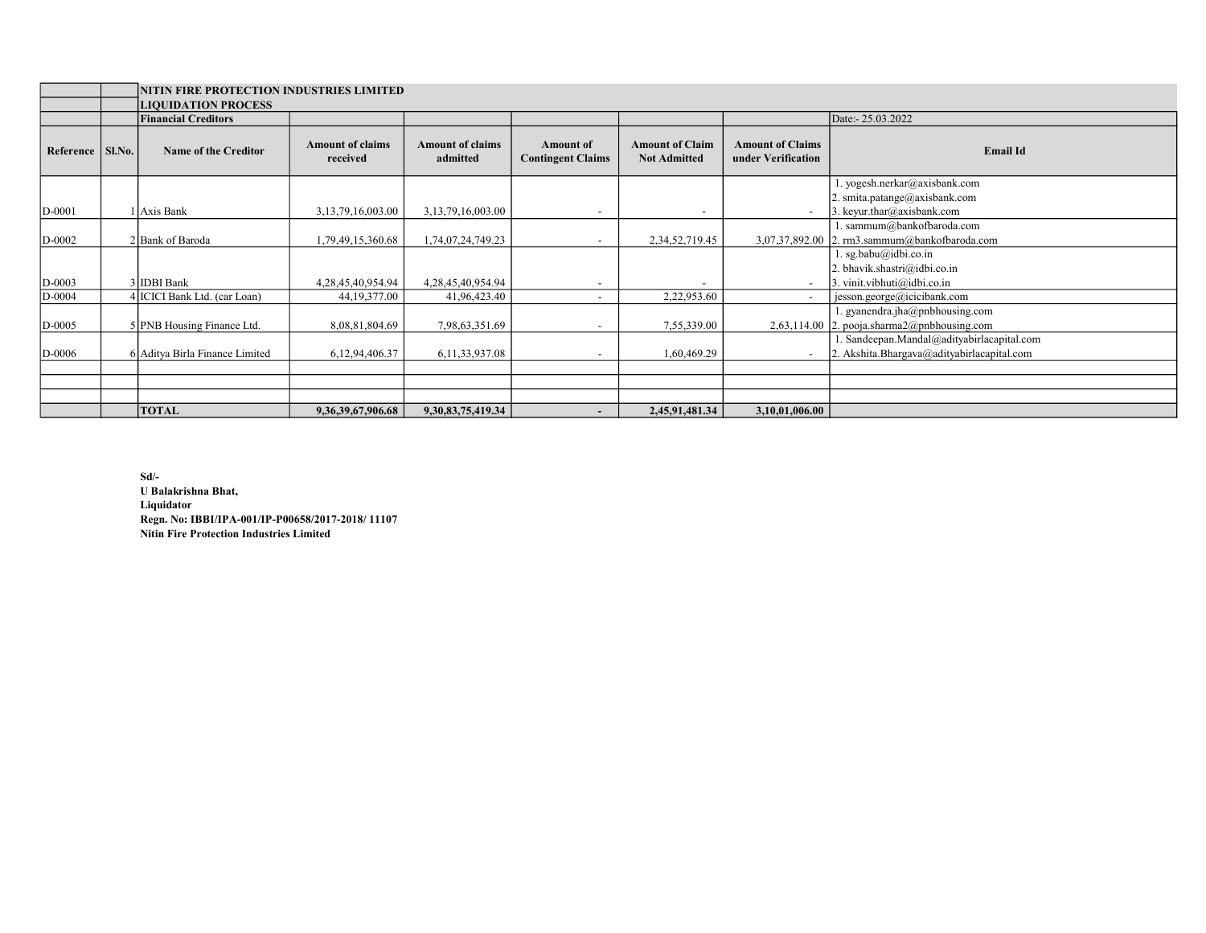**NITIN FIRE PROTECTION INDUSTRIES LIMITED**

**LIQUIDATION PROCESS**

**Financial Creditors**

Date:- 25.03.2022

| Reference | Sl.No. | Name of the Creditor | Amount of claims received | Amount of claims admitted | Amount of Contingent Claims | Amount of Claim Not Admitted | Amount of Claims under Verification | Email Id |
|---|---|---|---|---|---|---|---|---|
| D-0001 | 1 | Axis Bank | 3,13,79,16,003.00 | 3,13,79,16,003.00 | - | - | - | 1. yogesh.nerkar@axisbank.com<br>2. smita.patange@axisbank.com<br>3. keyur.thar@axisbank.com |
| D-0002 | 2 | Bank of Baroda | 1,79,49,15,360.68 | 1,74,07,24,749.23 | - | 2,34,52,719.45 | 3,07,37,892.00 | 1. sammum@bankofbaroda.com<br>2. rm3.sammum@bankofbaroda.com |
| D-0003 | 3 | IDBI Bank | 4,28,45,40,954.94 | 4,28,45,40,954.94 | - | - | - | 1. sg.babu@idbi.co.in<br>2. bhavik.shastri@idbi.co.in<br>3. vinit.vibhuti@idbi.co.in |
| D-0004 | 4 | ICICI Bank Ltd. (car Loan) | 44,19,377.00 | 41,96,423.40 | - | 2,22,953.60 | - | jesson.george@icicibank.com |
| D-0005 | 5 | PNB Housing Finance Ltd. | 8,08,81,804.69 | 7,98,63,351.69 | - | 7,55,339.00 | 2,63,114.00 | 1. gyanendra.jha@pnbhousing.com<br>2. pooja.sharma2@pnbhousing.com |
| D-0006 | 6 | Aditya Birla Finance Limited | 6,12,94,406.37 | 6,11,33,937.08 | - | 1,60,469.29 | - | 1. Sandeepan.Mandal@adityabirlacapital.com<br>2. Akshita.Bhargava@adityabirlacapital.com |
| | | | | | | | | |
| | | | | | | | | |
| | | | | | | | | |
| | | **TOTAL** | **9,36,39,67,906.68** | **9,30,83,75,419.34** | **-** | **2,45,91,481.34** | **3,10,01,006.00** | |

**Sd/-**
**U Balakrishna Bhat,**
**Liquidator**
**Regn. No: IBBI/IPA-001/IP-P00658/2017-2018/ 11107**
**Nitin Fire Protection Industries Limited**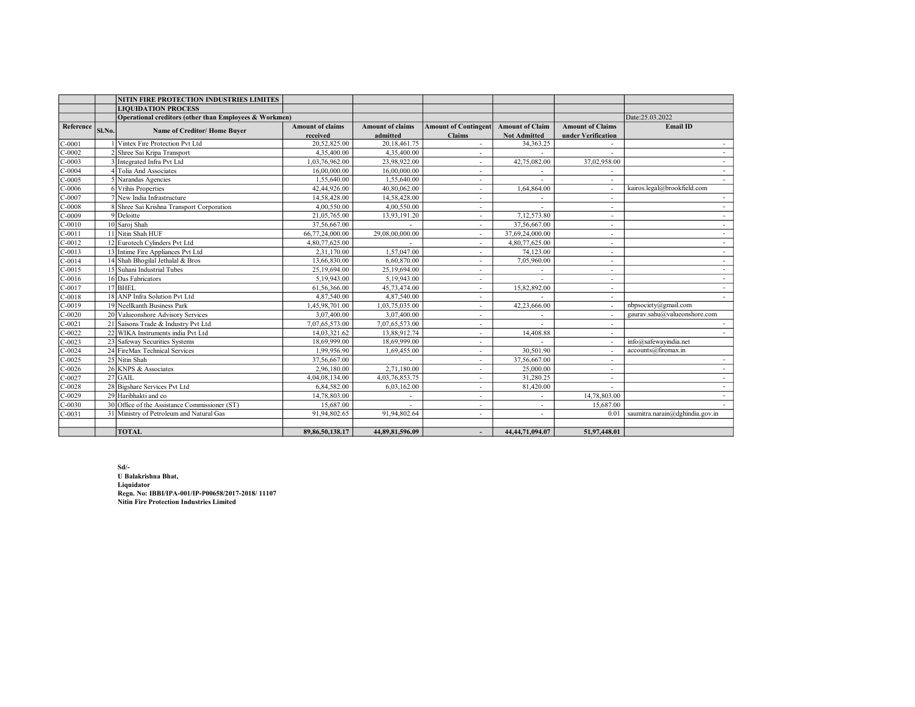| Reference | Sl.No. | Name of Creditor/ Home Buyer | Amount of claims received | Amount of claims admitted | Amount of Contingent Claims | Amount of Claim Not Admitted | Amount of Claims under Verification | Email ID |
|---|---|---|---|---|---|---|---|---|
| | | NITIN FIRE PROTECTION INDUSTRIES LIMITES | | | | | | |
| | | LIQUIDATION PROCESS | | | | | | |
| | | Operational creditors (other than Employees & Workmen) | | | | | | Date:25.03.2022 |
| C-0001 | 1 | Vintex Fire Protection Pvt Ltd | 20,52,825.00 | 20,18,461.75 | - | 34,363.25 | - | - |
| C-0002 | 2 | Shree Sai Kripa Transport | 4,35,400.00 | 4,35,400.00 | - | - | - | - |
| C-0003 | 3 | Integrated Infra Pvt Ltd | 1,03,76,962.00 | 23,98,922.00 | - | 42,75,082.00 | 37,02,958.00 | - |
| C-0004 | 4 | Tolia And Associates | 16,00,000.00 | 16,00,000.00 | - | - | - | - |
| C-0005 | 5 | Narandas Agencies | 1,55,640.00 | 1,55,640.00 | - | - | - | - |
| C-0006 | 6 | Vrihis Properties | 42,44,926.00 | 40,80,062.00 | - | 1,64,864.00 | - | kairos.legal@brookfield.com |
| C-0007 | 7 | New India Infrastructure | 14,58,428.00 | 14,58,428.00 | - | - | - | - |
| C-0008 | 8 | Shree Sai Krishna Transport Corporation | 4,00,550.00 | 4,00,550.00 | - | - | - | - |
| C-0009 | 9 | Deloitte | 21,05,765.00 | 13,93,191.20 | - | 7,12,573.80 | - | - |
| C-0010 | 10 | Saroj Shah | 37,56,667.00 | - | - | 37,56,667.00 | - | - |
| C-0011 | 11 | Nitin Shah HUF | 66,77,24,000.00 | 29,08,00,000.00 | - | 37,69,24,000.00 | - | - |
| C-0012 | 12 | Eurotech Cylinders Pvt Ltd | 4,80,77,625.00 | - | - | 4,80,77,625.00 | - | - |
| C-0013 | 13 | Intime Fire Appliances Pvt Ltd | 2,31,170.00 | 1,57,047.00 | - | 74,123.00 | - | - |
| C-0014 | 14 | Shah Bhogilal Jethalal & Bros | 13,66,830.00 | 6,60,870.00 | - | 7,05,960.00 | - | - |
| C-0015 | 15 | Suhani Industrial Tubes | 25,19,694.00 | 25,19,694.00 | - | - | - | - |
| C-0016 | 16 | Das Fabricators | 5,19,943.00 | 5,19,943.00 | - | - | - | - |
| C-0017 | 17 | BHEL | 61,56,366.00 | 45,73,474.00 | - | 15,82,892.00 | - | - |
| C-0018 | 18 | ANP Infra Solution Pvt Ltd | 4,87,540.00 | 4,87,540.00 | - | - | - | - |
| C-0019 | 19 | Neellkanth Business Park | 1,45,98,701.00 | 1,03,75,035.00 | - | 42,23,666.00 | - | nbpsociety@gmail.com |
| C-0020 | 20 | Valueonshore Advisory Services | 3,07,400.00 | 3,07,400.00 | - | - | - | gaurav.sahu@valueonshore.com |
| C-0021 | 21 | Saisons Trade & Industry Pvt Ltd | 7,07,65,573.00 | 7,07,65,573.00 | - | - | - | - |
| C-0022 | 22 | WIKA Instruments india Pvt Ltd | 14,03,321.62 | 13,88,912.74 | - | 14,408.88 | - | - |
| C-0023 | 23 | Safeway Securities Systems | 18,69,999.00 | 18,69,999.00 | - | - | - | info@safewayindia.net |
| C-0024 | 24 | FireMax Technical Services | 1,99,956.90 | 1,69,455.00 | - | 30,501.90 | - | accounts@firemax.in |
| C-0025 | 25 | Nitin Shah | 37,56,667.00 | - | - | 37,56,667.00 | - | - |
| C-0026 | 26 | KNPS & Associates | 2,96,180.00 | 2,71,180.00 | - | 25,000.00 | - | - |
| C-0027 | 27 | GAIL | 4,04,08,134.00 | 4,03,76,853.75 | - | 31,280.25 | - | - |
| C-0028 | 28 | Bigshare Services Pvt Ltd | 6,84,582.00 | 6,03,162.00 | - | 81,420.00 | - | - |
| C-0029 | 29 | Haribhakti and co | 14,78,803.00 | - | - | - | 14,78,803.00 | - |
| C-0030 | 30 | Office of the Assistance Commissioner (ST) | 15,687.00 | - | - | - | 15,687.00 | - |
| C-0031 | 31 | Ministry of Petroleum and Natural Gas | 91,94,802.65 | 91,94,802.64 | - | - | 0.01 | saumitra.narain@dghindia.gov.in |
| | | | | | | | | |
| | | **TOTAL** | **89,86,50,138.17** | **44,89,81,596.09** | **-** | **44,44,71,094.07** | **51,97,448.01** | |

**Sd/-**
**U Balakrishna Bhat,**
**Liquidator**
**Regn. No: IBBI/IPA-001/IP-P00658/2017-2018/ 11107**
**Nitin Fire Protection Industries Limited**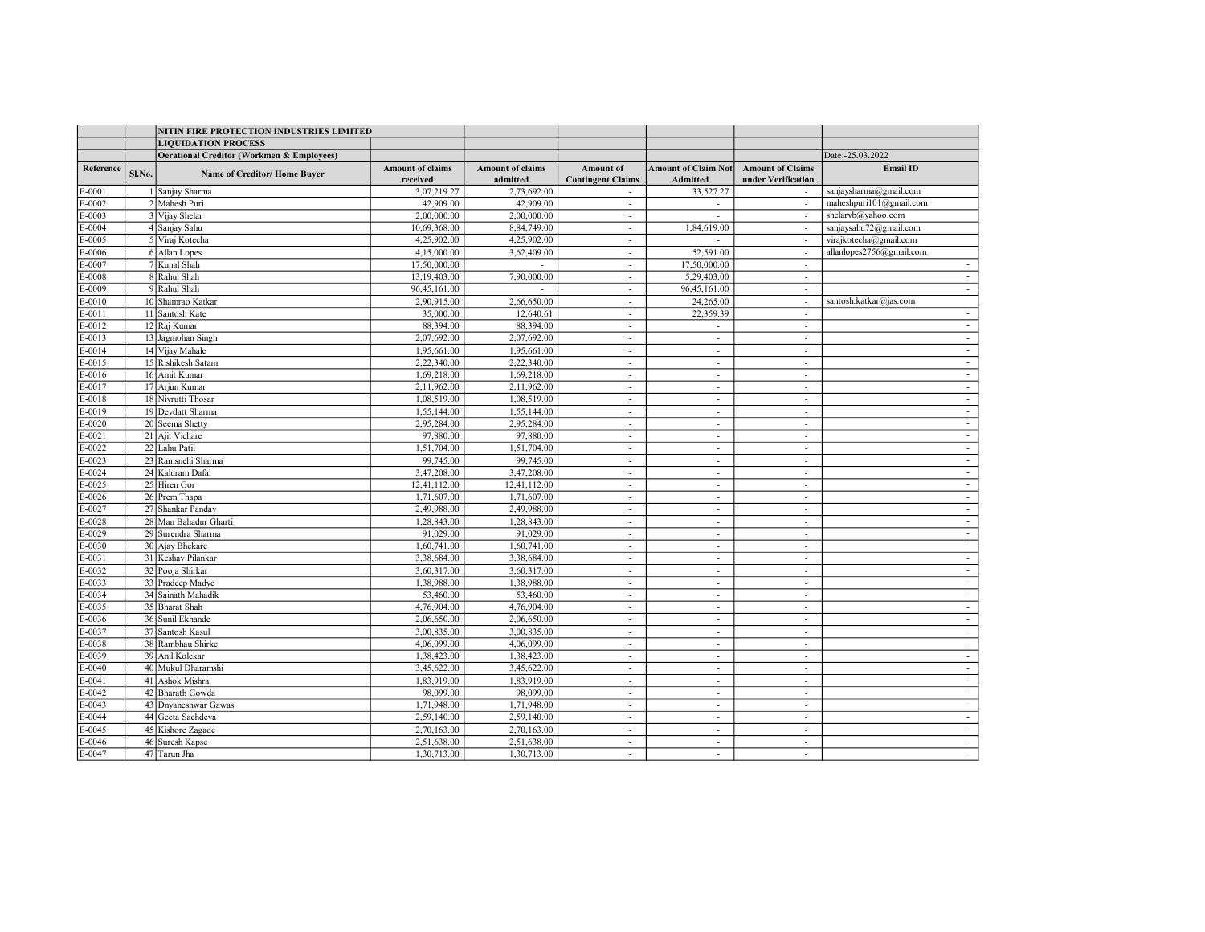| Reference | Sl.No. | Name of Creditor/ Home Buyer | Amount of claims received | Amount of claims admitted | Amount of Contingent Claims | Amount of Claim Not Admitted | Amount of Claims under Verification | Email ID |
|---|---|---|---|---|---|---|---|---|
| | | NITIN FIRE PROTECTION INDUSTRIES LIMITED | | | | | | |
| | | LIQUIDATION PROCESS | | | | | | |
| | | Oerational Creditor (Workmen & Employees) | | | | | | Date:-25.03.2022 |
| E-0001 | 1 | Sanjay Sharma | 3,07,219.27 | 2,73,692.00 | - | 33,527.27 | - | sanjaysharma@gmail.com |
| E-0002 | 2 | Mahesh Puri | 42,909.00 | 42,909.00 | - | - | - | maheshpuri101@gmail.com |
| E-0003 | 3 | Vijay Shelar | 2,00,000.00 | 2,00,000.00 | - | - | - | shelarvb@yahoo.com |
| E-0004 | 4 | Sanjay Sahu | 10,69,368.00 | 8,84,749.00 | - | 1,84,619.00 | - | sanjaysahu72@gmail.com |
| E-0005 | 5 | Viraj Kotecha | 4,25,902.00 | 4,25,902.00 | - | - | - | virajkotecha@gmail.com |
| E-0006 | 6 | Allan Lopes | 4,15,000.00 | 3,62,409.00 | - | 52,591.00 | - | allanlopes2756@gmail.com |
| E-0007 | 7 | Kunal Shah | 17,50,000.00 | - | - | 17,50,000.00 | - | - |
| E-0008 | 8 | Rahul Shah | 13,19,403.00 | 7,90,000.00 | - | 5,29,403.00 | - | - |
| E-0009 | 9 | Rahul Shah | 96,45,161.00 | - | - | 96,45,161.00 | - | - |
| E-0010 | 10 | Shamrao Katkar | 2,90,915.00 | 2,66,650.00 | - | 24,265.00 | - | santosh.katkar@jas.com |
| E-0011 | 11 | Santosh Kate | 35,000.00 | 12,640.61 | - | 22,359.39 | - | - |
| E-0012 | 12 | Raj Kumar | 88,394.00 | 88,394.00 | - | - | - | - |
| E-0013 | 13 | Jagmohan Singh | 2,07,692.00 | 2,07,692.00 | - | - | - | - |
| E-0014 | 14 | Vijay Mahale | 1,95,661.00 | 1,95,661.00 | - | - | - | - |
| E-0015 | 15 | Rishikesh Satam | 2,22,340.00 | 2,22,340.00 | - | - | - | - |
| E-0016 | 16 | Amit Kumar | 1,69,218.00 | 1,69,218.00 | - | - | - | - |
| E-0017 | 17 | Arjun Kumar | 2,11,962.00 | 2,11,962.00 | - | - | - | - |
| E-0018 | 18 | Nivrutti Thosar | 1,08,519.00 | 1,08,519.00 | - | - | - | - |
| E-0019 | 19 | Devdatt Sharma | 1,55,144.00 | 1,55,144.00 | - | - | - | - |
| E-0020 | 20 | Seema Shetty | 2,95,284.00 | 2,95,284.00 | - | - | - | - |
| E-0021 | 21 | Ajit Vichare | 97,880.00 | 97,880.00 | - | - | - | - |
| E-0022 | 22 | Lahu Patil | 1,51,704.00 | 1,51,704.00 | - | - | - | - |
| E-0023 | 23 | Ramsnehi Sharma | 99,745.00 | 99,745.00 | - | - | - | - |
| E-0024 | 24 | Kaluram Dafal | 3,47,208.00 | 3,47,208.00 | - | - | - | - |
| E-0025 | 25 | Hiren Gor | 12,41,112.00 | 12,41,112.00 | - | - | - | - |
| E-0026 | 26 | Prem Thapa | 1,71,607.00 | 1,71,607.00 | - | - | - | - |
| E-0027 | 27 | Shankar Pandav | 2,49,988.00 | 2,49,988.00 | - | - | - | - |
| E-0028 | 28 | Man Bahadur Gharti | 1,28,843.00 | 1,28,843.00 | - | - | - | - |
| E-0029 | 29 | Surendra Sharma | 91,029.00 | 91,029.00 | - | - | - | - |
| E-0030 | 30 | Ajay Bhekare | 1,60,741.00 | 1,60,741.00 | - | - | - | - |
| E-0031 | 31 | Keshav Pilankar | 3,38,684.00 | 3,38,684.00 | - | - | - | - |
| E-0032 | 32 | Pooja Shirkar | 3,60,317.00 | 3,60,317.00 | - | - | - | - |
| E-0033 | 33 | Pradeep Madye | 1,38,988.00 | 1,38,988.00 | - | - | - | - |
| E-0034 | 34 | Sainath Mahadik | 53,460.00 | 53,460.00 | - | - | - | - |
| E-0035 | 35 | Bharat Shah | 4,76,904.00 | 4,76,904.00 | - | - | - | - |
| E-0036 | 36 | Sunil Ekhande | 2,06,650.00 | 2,06,650.00 | - | - | - | - |
| E-0037 | 37 | Santosh Kasul | 3,00,835.00 | 3,00,835.00 | - | - | - | - |
| E-0038 | 38 | Rambhau Shirke | 4,06,099.00 | 4,06,099.00 | - | - | - | - |
| E-0039 | 39 | Anil Kolekar | 1,38,423.00 | 1,38,423.00 | - | - | - | - |
| E-0040 | 40 | Mukul Dharamshi | 3,45,622.00 | 3,45,622.00 | - | - | - | - |
| E-0041 | 41 | Ashok Mishra | 1,83,919.00 | 1,83,919.00 | - | - | - | - |
| E-0042 | 42 | Bharath Gowda | 98,099.00 | 98,099.00 | - | - | - | - |
| E-0043 | 43 | Dnyaneshwar Gawas | 1,71,948.00 | 1,71,948.00 | - | - | - | - |
| E-0044 | 44 | Geeta Sachdeva | 2,59,140.00 | 2,59,140.00 | - | - | - | - |
| E-0045 | 45 | Kishore Zagade | 2,70,163.00 | 2,70,163.00 | - | - | - | - |
| E-0046 | 46 | Suresh Kapse | 2,51,638.00 | 2,51,638.00 | - | - | - | - |
| E-0047 | 47 | Tarun Jha | 1,30,713.00 | 1,30,713.00 | - | - | - | - |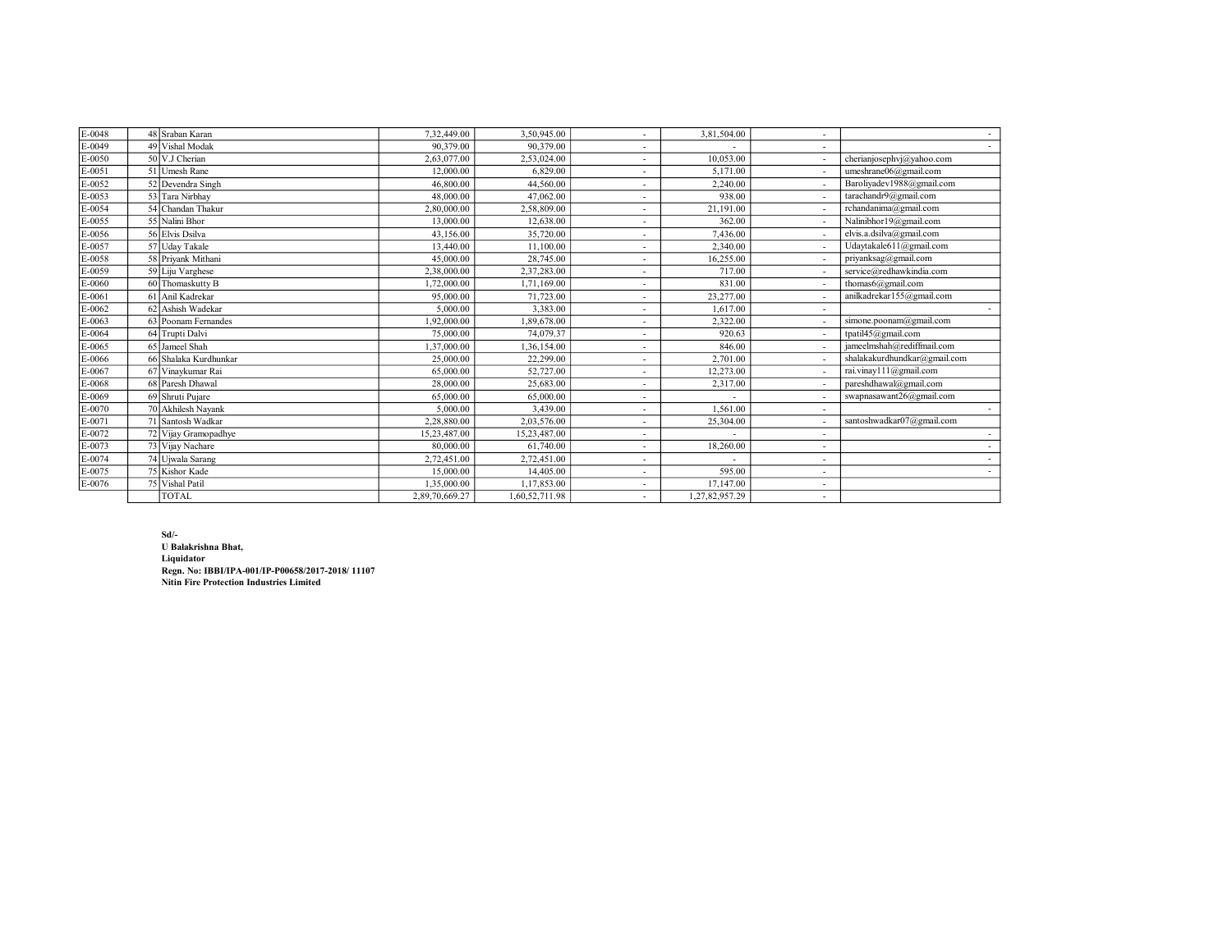| | | | | | | | | |
|---|---|---|---|---|---|---|---|---|
| E-0048 | 48 | Sraban Karan | 7,32,449.00 | 3,50,945.00 | - | 3,81,504.00 | - | - |
| E-0049 | 49 | Vishal Modak | 90,379.00 | 90,379.00 | - | - | - | - |
| E-0050 | 50 | V.J Cherian | 2,63,077.00 | 2,53,024.00 | - | 10,053.00 | - | cherianjosephvj@yahoo.com |
| E-0051 | 51 | Umesh Rane | 12,000.00 | 6,829.00 | - | 5,171.00 | - | umeshrane06@gmail.com |
| E-0052 | 52 | Devendra Singh | 46,800.00 | 44,560.00 | - | 2,240.00 | - | Baroliyadev1988@gmail.com |
| E-0053 | 53 | Tara Nirbhay | 48,000.00 | 47,062.00 | - | 938.00 | - | tarachandr9@gmail.com |
| E-0054 | 54 | Chandan Thakur | 2,80,000.00 | 2,58,809.00 | - | 21,191.00 | - | rchandanima@gmail.com |
| E-0055 | 55 | Nalini Bhor | 13,000.00 | 12,638.00 | - | 362.00 | - | Nalinibhor19@gmail.com |
| E-0056 | 56 | Elvis Dsilva | 43,156.00 | 35,720.00 | - | 7,436.00 | - | elvis.a.dsilva@gmail.com |
| E-0057 | 57 | Uday Takale | 13,440.00 | 11,100.00 | - | 2,340.00 | - | Udaytakale611@gmail.com |
| E-0058 | 58 | Priyank Mithani | 45,000.00 | 28,745.00 | - | 16,255.00 | - | priyanksag@gmail.com |
| E-0059 | 59 | Liju Varghese | 2,38,000.00 | 2,37,283.00 | - | 717.00 | - | service@redhawkindia.com |
| E-0060 | 60 | Thomaskutty B | 1,72,000.00 | 1,71,169.00 | - | 831.00 | - | thomas6@gmail.com |
| E-0061 | 61 | Anil Kadrekar | 95,000.00 | 71,723.00 | - | 23,277.00 | - | anilkadrekar155@gmail.com |
| E-0062 | 62 | Ashish Wadekar | 5,000.00 | 3,383.00 | - | 1,617.00 | - | - |
| E-0063 | 63 | Poonam Fernandes | 1,92,000.00 | 1,89,678.00 | - | 2,322.00 | - | simone.poonam@gmail.com |
| E-0064 | 64 | Trupti Dalvi | 75,000.00 | 74,079.37 | - | 920.63 | - | tpatil45@gmail.com |
| E-0065 | 65 | Jameel Shah | 1,37,000.00 | 1,36,154.00 | - | 846.00 | - | jameelmshah@rediffmail.com |
| E-0066 | 66 | Shalaka Kurdhunkar | 25,000.00 | 22,299.00 | - | 2,701.00 | - | shalakakurdhundkar@gmail.com |
| E-0067 | 67 | Vinaykumar Rai | 65,000.00 | 52,727.00 | - | 12,273.00 | - | rai.vinay111@gmail.com |
| E-0068 | 68 | Paresh Dhawal | 28,000.00 | 25,683.00 | - | 2,317.00 | - | pareshdhawal@gmail.com |
| E-0069 | 69 | Shruti Pujare | 65,000.00 | 65,000.00 | - | - | - | swapnasawant26@gmail.com |
| E-0070 | 70 | Akhilesh Nayank | 5,000.00 | 3,439.00 | - | 1,561.00 | - | - |
| E-0071 | 71 | Santosh Wadkar | 2,28,880.00 | 2,03,576.00 | - | 25,304.00 | - | santoshwadkar07@gmail.com |
| E-0072 | 72 | Vijay Gramopadhye | 15,23,487.00 | 15,23,487.00 | - | - | - | - |
| E-0073 | 73 | Vijay Nachare | 80,000.00 | 61,740.00 | - | 18,260.00 | - | - |
| E-0074 | 74 | Ujwala Sarang | 2,72,451.00 | 2,72,451.00 | - | - | - | - |
| E-0075 | 75 | Kishor Kade | 15,000.00 | 14,405.00 | - | 595.00 | - | - |
| E-0076 | 75 | Vishal Patil | 1,35,000.00 | 1,17,853.00 | - | 17,147.00 | - | |
| | | TOTAL | 2,89,70,669.27 | 1,60,52,711.98 | - | 1,27,82,957.29 | - | |

**Sd/-**
**U Balakrishna Bhat,**
**Liquidator**
**Regn. No: IBBI/IPA-001/IP-P00658/2017-2018/ 11107**
**Nitin Fire Protection Industries Limited**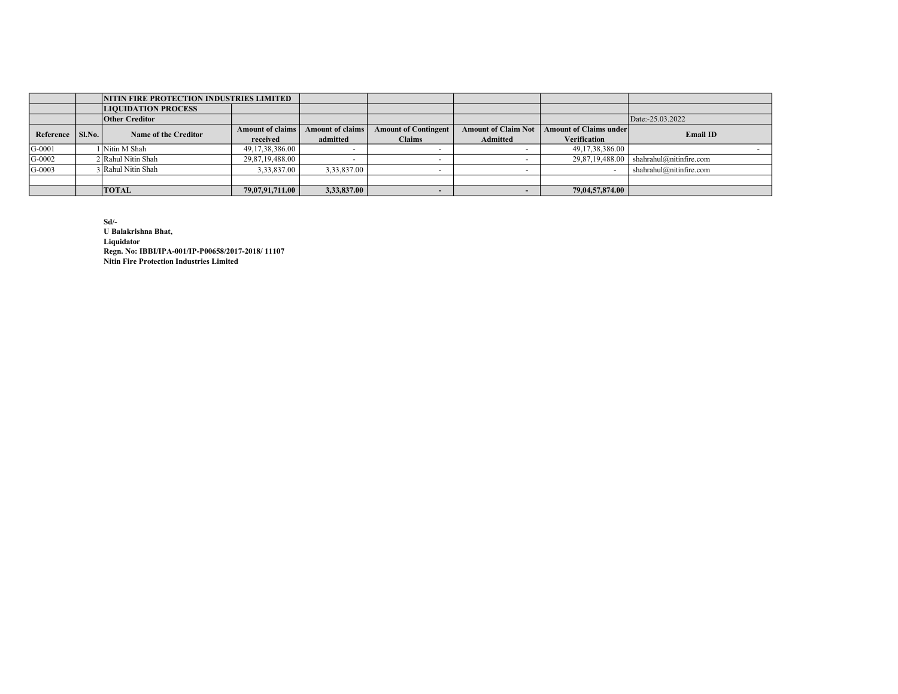| | | | | | | | | |
|---|---|---|---|---|---|---|---|---|
| | | **NITIN FIRE PROTECTION INDUSTRIES LIMITED** | | | | | | |
| | | **LIQUIDATION PROCESS** | | | | | | |
| | | **Other Creditor** | | | | | | Date:-25.03.2022 |
| **Reference** | **Sl.No.** | **Name of the Creditor** | **Amount of claims received** | **Amount of claims admitted** | **Amount of Contingent Claims** | **Amount of Claim Not Admitted** | **Amount of Claims under Verification** | **Email ID** |
| G-0001 | 1 | Nitin M Shah | 49,17,38,386.00 | - | - | - | 49,17,38,386.00 | - |
| G-0002 | 2 | Rahul Nitin Shah | 29,87,19,488.00 | - | - | - | 29,87,19,488.00 | shahrahul@nitinfire.com |
| G-0003 | 3 | Rahul Nitin Shah | 3,33,837.00 | 3,33,837.00 | - | - | - | shahrahul@nitinfire.com |
| | | | | | | | | |
| | | **TOTAL** | **79,07,91,711.00** | **3,33,837.00** | **-** | **-** | **79,04,57,874.00** | |

**Sd/-**
**U Balakrishna Bhat,**
**Liquidator**
**Regn. No: IBBI/IPA-001/IP-P00658/2017-2018/ 11107**
**Nitin Fire Protection Industries Limited**